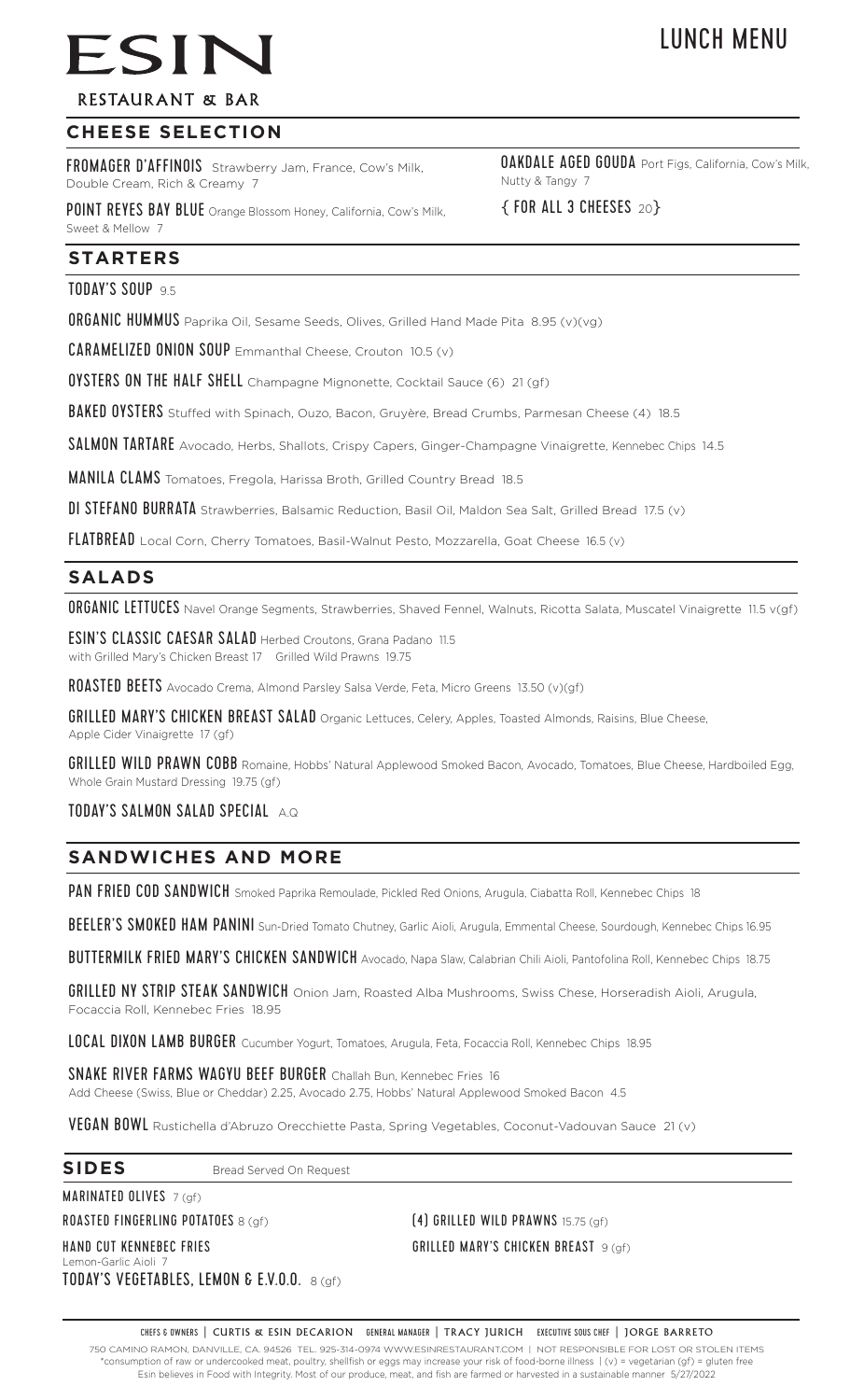# ESIN

RESTAURANT & BAR

# LUNCH MENU

## CHEESE SELECTION

**FROMAGER D'AFFINOIS** Strawberry Jam, France, Cow's Milk, Double Cream, Rich & Creamy 7

**POINT REYES BAY BLUE** Orange Blossom Honey, California, Cow's Milk, Sweet & Mellow 7

**OAKDALE AGED GOUDA** Port Figs, California, Cow's Milk, Nutty & Tangy 7

**{ FOR ALL 3 CHEESES** 20**}**

## STARTERS

**TODAY'S SOUP** 9.5

**ORGANIC HUMMUS** Paprika Oil, Sesame Seeds, Olives, Grilled Hand Made Pita 8.95 (v)(vg)

**CARAMELIZED ONION SOUP** Emmanthal Cheese, Crouton 10.5 (v)

**OYSTERS ON THE HALF SHELL** Champagne Mignonette, Cocktail Sauce (6) 21 (gf)

**BAKED OYSTERS** Stuffed with Spinach, Ouzo, Bacon, Gruyère, Bread Crumbs, Parmesan Cheese (4) 18.5

**SALMON TARTARE** Avocado, Herbs, Shallots, Crispy Capers, Ginger-Champagne Vinaigrette, Kennebec Chips 14.5

**MANILA CLAMS** Tomatoes, Fregola, Harissa Broth, Grilled Country Bread 18.5

**DI STEFANO BURRATA** Strawberries, Balsamic Reduction, Basil Oil, Maldon Sea Salt, Grilled Bread 17.5 (v)

**FLATBREAD** Local Corn, Cherry Tomatoes, Basil-Walnut Pesto, Mozzarella, Goat Cheese 16.5 (v)

## SALADS

**ORGANIC LETTUCES** Navel Orange Segments, Strawberries, Shaved Fennel, Walnuts, Ricotta Salata, Muscatel Vinaigrette 11.5 v(gf)

**ESIN'S CLASSIC CAESAR SALAD** Herbed Croutons, Grana Padano 11.5
with Grilled Mary's Chicken Breast 17 Grilled Wild Prawns 19.75

**ROASTED BEETS** Avocado Crema, Almond Parsley Salsa Verde, Feta, Micro Greens 13.50 (v)(gf)

**GRILLED MARY'S CHICKEN BREAST SALAD** Organic Lettuces, Celery, Apples, Toasted Almonds, Raisins, Blue Cheese, Apple Cider Vinaigrette 17 (gf)

**GRILLED WILD PRAWN COBB** Romaine, Hobbs' Natural Applewood Smoked Bacon, Avocado, Tomatoes, Blue Cheese, Hardboiled Egg, Whole Grain Mustard Dressing 19.75 (gf)

**TODAY'S SALMON SALAD SPECIAL** A.Q

## SANDWICHES AND MORE

**PAN FRIED COD SANDWICH** Smoked Paprika Remoulade, Pickled Red Onions, Arugula, Ciabatta Roll, Kennebec Chips 18

**BEELER'S SMOKED HAM PANINI** Sun-Dried Tomato Chutney, Garlic Aioli, Arugula, Emmental Cheese, Sourdough, Kennebec Chips 16.95

**BUTTERMILK FRIED MARY'S CHICKEN SANDWICH** Avocado, Napa Slaw, Calabrian Chili Aioli, Pantofolina Roll, Kennebec Chips 18.75

**GRILLED NY STRIP STEAK SANDWICH** Onion Jam, Roasted Alba Mushrooms, Swiss Chese, Horseradish Aioli, Arugula, Focaccia Roll, Kennebec Fries 18.95

**LOCAL DIXON LAMB BURGER** Cucumber Yogurt, Tomatoes, Arugula, Feta, Focaccia Roll, Kennebec Chips 18.95

**SNAKE RIVER FARMS WAGYU BEEF BURGER** Challah Bun, Kennebec Fries 16
Add Cheese (Swiss, Blue or Cheddar) 2.25, Avocado 2.75, Hobbs' Natural Applewood Smoked Bacon 4.5

**VEGAN BOWL** Rustichella d'Abruzo Orecchiette Pasta, Spring Vegetables, Coconut-Vadouvan Sauce 21 (v)

## SIDES

Bread Served On Request

**MARINATED OLIVES** 7 (gf)

**ROASTED FINGERLING POTATOES** 8 (gf)

**HAND CUT KENNEBEC FRIES**
Lemon-Garlic Aioli 7

**TODAY'S VEGETABLES, LEMON & E.V.O.O.** 8 (gf)

**(4) GRILLED WILD PRAWNS** 15.75 (gf)

**GRILLED MARY'S CHICKEN BREAST** 9 (gf)

CHEFS & OWNERS | CURTIS & ESIN DECARION GENERAL MANAGER | TRACY JURICH EXECUTIVE SOUS CHEF | JORGE BARRETO

750 CAMINO RAMON, DANVILLE, CA. 94526 TEL. 925-314-0974 WWW.ESINRESTAURANT.COM | NOT RESPONSIBLE FOR LOST OR STOLEN ITEMS
*consumption of raw or undercooked meat, poultry, shellfish or eggs may increase your risk of food-borne illness | (v) = vegetarian (gf) = gluten free
Esin believes in Food with Integrity. Most of our produce, meat, and fish are farmed or harvested in a sustainable manner 5/27/2022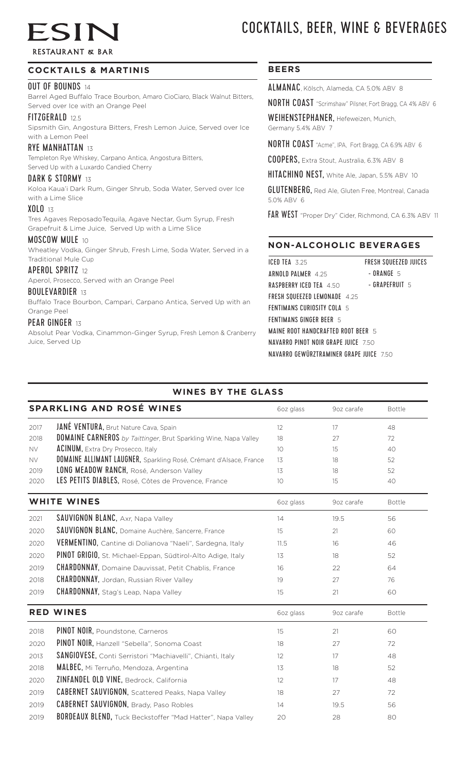# ESIN

RESTAURANT & BAR

# COCKTAILS, BEER, WINE & BEVERAGES

## COCKTAILS & MARTINIS

**OUT OF BOUNDS** 14
Barrel Aged Buffalo Trace Bourbon, Amaro CioCiaro, Black Walnut Bitters, Served over Ice with an Orange Peel

**FITZGERALD** 12.5
Sipsmith Gin, Angostura Bitters, Fresh Lemon Juice, Served over Ice with a Lemon Peel

**RYE MANHATTAN** 13
Templeton Rye Whiskey, Carpano Antica, Angostura Bitters, Served Up with a Luxardo Candied Cherry

**DARK & STORMY** 13
Koloa Kaua'i Dark Rum, Ginger Shrub, Soda Water, Served over Ice with a Lime Slice

**XOLO** 13
Tres Agaves ReposadoTequila, Agave Nectar, Gum Syrup, Fresh Grapefruit & Lime Juice, Served Up with a Lime Slice

**MOSCOW MULE** 10
Wheatley Vodka, Ginger Shrub, Fresh Lime, Soda Water, Served in a Traditional Mule Cup

**APEROL SPRITZ** 12
Aperol, Prosecco, Served with an Orange Peel

**BOULEVARDIER** 13
Buffalo Trace Bourbon, Campari, Carpano Antica, Served Up with an Orange Peel

**PEAR GINGER** 13
Absolut Pear Vodka, Cinammon-Ginger Syrup, Fresh Lemon & Cranberry Juice, Served Up

## BEERS

**ALMANAC**, Kölsch, Alameda, CA 5.0% ABV 8

**NORTH COAST** "Scrimshaw" Pilsner, Fort Bragg, CA 4% ABV 6

**WEIHENSTEPHANER,** Hefeweizen, Munich, Germany 5.4% ABV 7

**NORTH COAST** "Acme", IPA, Fort Bragg, CA 6.9% ABV 6

**COOPERS,** Extra Stout, Australia, 6.3% ABV 8

**HITACHINO NEST,** White Ale, Japan, 5.5% ABV 10

**GLUTENBERG,** Red Ale, Gluten Free, Montreal, Canada 5.0% ABV 6

**FAR WEST** "Proper Dry" Cider, Richmond, CA 6.3% ABV 11

## NON-ALCOHOLIC BEVERAGES

**ICED TEA** 3.25
**ARNOLD PALMER** 4.25
**RASPBERRY ICED TEA** 4.50
**FRESH SQUEEZED LEMONADE** 4.25
**FENTIMANS CURIOSITY COLA** 5
**FENTIMANS GINGER BEER** 5
**MAINE ROOT HANDCRAFTED ROOT BEER** 5
**NAVARRO PINOT NOIR GRAPE JUICE** 7.50
**NAVARRO GEWÜRZTRAMINER GRAPE JUICE** 7.50

**FRESH SQUEEZED JUICES**
- ORANGE 5
- GRAPEFRUIT 5

## WINES BY THE GLASS

### SPARKLING AND ROSÉ WINES

| | | 6oz glass | 9oz carafe | Bottle |
|---|---|---|---|---|
| 2017 | **JANÉ VENTURA,** Brut Nature Cava, Spain | 12 | 17 | 48 |
| 2018 | **DOMAINE CARNEROS** *by Taittinger*, Brut Sparkling Wine, Napa Valley | 18 | 27 | 72 |
| NV | **ACINUM,** Extra Dry Prosecco, Italy | 10 | 15 | 40 |
| NV | **DOMAINE ALLIMANT LAUGNER,** Sparkling Rosé, Crémant d'Alsace, France | 13 | 18 | 52 |
| 2019 | **LONG MEADOW RANCH,** Rosé, Anderson Valley | 13 | 18 | 52 |
| 2020 | **LES PETITS DIABLES,** Rosé, Côtes de Provence, France | 10 | 15 | 40 |

### WHITE WINES

| | | 6oz glass | 9oz carafe | Bottle |
|---|---|---|---|---|
| 2021 | **SAUVIGNON BLANC,** Axr, Napa Valley | 14 | 19.5 | 56 |
| 2020 | **SAUVIGNON BLANC,** Domaine Auchère, Sancerre, France | 15 | 21 | 60 |
| 2020 | **VERMENTINO,** Cantine di Dolianova "Naeli", Sardegna, Italy | 11.5 | 16 | 46 |
| 2020 | **PINOT GRIGIO,** St. Michael-Eppan, Südtirol-Alto Adige, Italy | 13 | 18 | 52 |
| 2019 | **CHARDONNAY,** Domaine Dauvissat, Petit Chablis, France | 16 | 22 | 64 |
| 2018 | **CHARDONNAY,** Jordan, Russian River Valley | 19 | 27 | 76 |
| 2019 | **CHARDONNAY,** Stag's Leap, Napa Valley | 15 | 21 | 60 |

### RED WINES

| | | 6oz glass | 9oz carafe | Bottle |
|---|---|---|---|---|
| 2018 | **PINOT NOIR,** Poundstone, Carneros | 15 | 21 | 60 |
| 2020 | **PINOT NOIR,** Hanzell "Sebella", Sonoma Coast | 18 | 27 | 72 |
| 2013 | **SANGIOVESE,** Conti Serristori "Machiavelli", Chianti, Italy | 12 | 17 | 48 |
| 2018 | **MALBEC,** Mi Terruño, Mendoza, Argentina | 13 | 18 | 52 |
| 2020 | **ZINFANDEL OLD VINE,** Bedrock, California | 12 | 17 | 48 |
| 2019 | **CABERNET SAUVIGNON,** Scattered Peaks, Napa Valley | 18 | 27 | 72 |
| 2019 | **CABERNET SAUVIGNON,** Brady, Paso Robles | 14 | 19.5 | 56 |
| 2019 | **BORDEAUX BLEND,** Tuck Beckstoffer "Mad Hatter", Napa Valley | 20 | 28 | 80 |